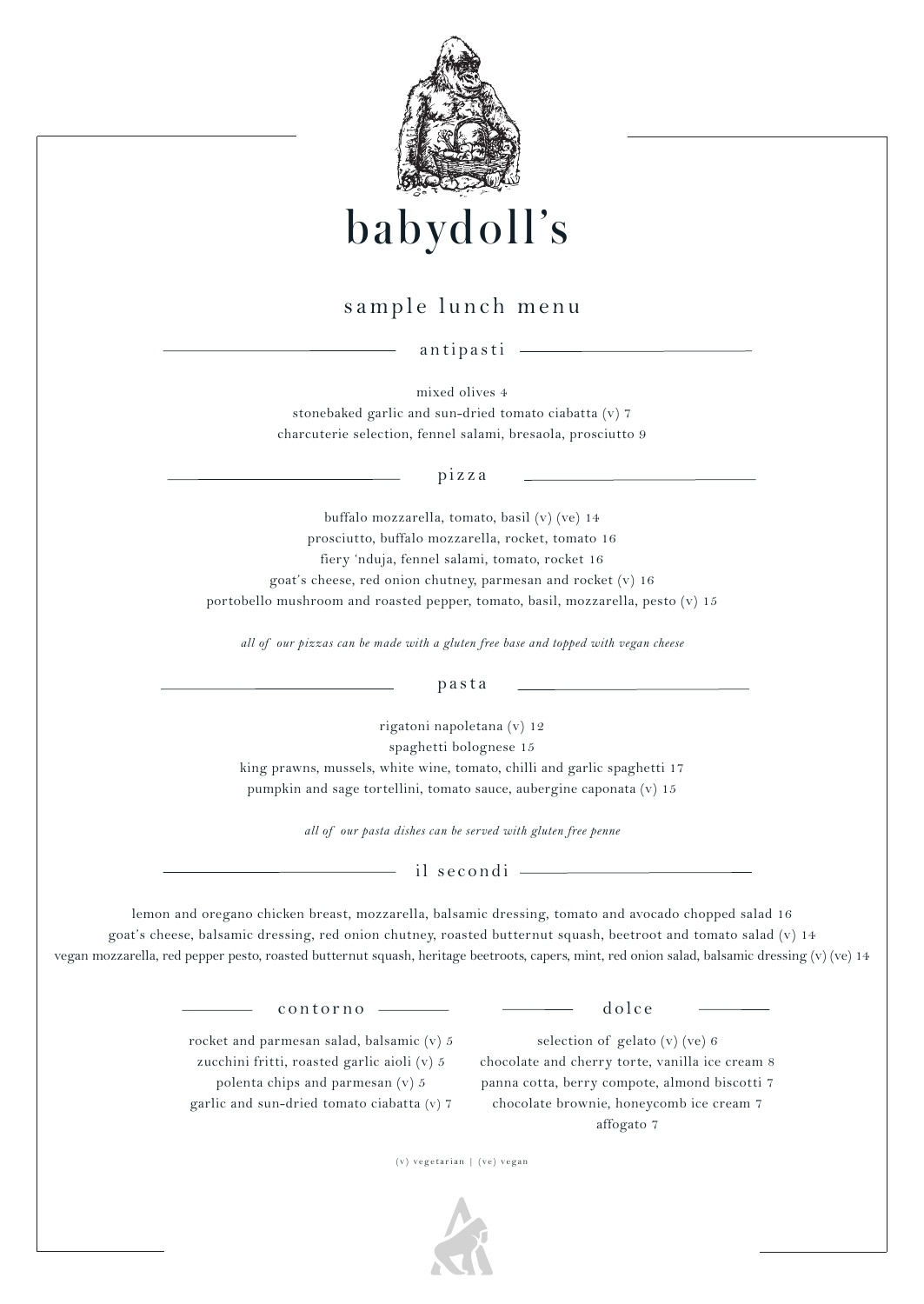# babydoll's

## sample lunch menu

### antipasti

mixed olives 4
stonebaked garlic and sun-dried tomato ciabatta (v) 7
charcuterie selection, fennel salami, bresaola, prosciutto 9

### pizza

buffalo mozzarella, tomato, basil (v) (ve) 14
prosciutto, buffalo mozzarella, rocket, tomato 16
fiery 'nduja, fennel salami, tomato, rocket 16
goat's cheese, red onion chutney, parmesan and rocket (v) 16
portobello mushroom and roasted pepper, tomato, basil, mozzarella, pesto (v) 15

*all of our pizzas can be made with a gluten free base and topped with vegan cheese*

### pasta

rigatoni napoletana (v) 12
spaghetti bolognese 15
king prawns, mussels, white wine, tomato, chilli and garlic spaghetti 17
pumpkin and sage tortellini, tomato sauce, aubergine caponata (v) 15

*all of our pasta dishes can be served with gluten free penne*

### il secondi

lemon and oregano chicken breast, mozzarella, balsamic dressing, tomato and avocado chopped salad 16
goat's cheese, balsamic dressing, red onion chutney, roasted butternut squash, beetroot and tomato salad (v) 14
vegan mozzarella, red pepper pesto, roasted butternut squash, heritage beetroots, capers, mint, red onion salad, balsamic dressing (v) (ve) 14

### contorno

rocket and parmesan salad, balsamic (v) 5
zucchini fritti, roasted garlic aioli (v) 5
polenta chips and parmesan (v) 5
garlic and sun-dried tomato ciabatta (v) 7

### dolce

selection of gelato (v) (ve) 6
chocolate and cherry torte, vanilla ice cream 8
panna cotta, berry compote, almond biscotti 7
chocolate brownie, honeycomb ice cream 7
affogato 7

(v) vegetarian | (ve) vegan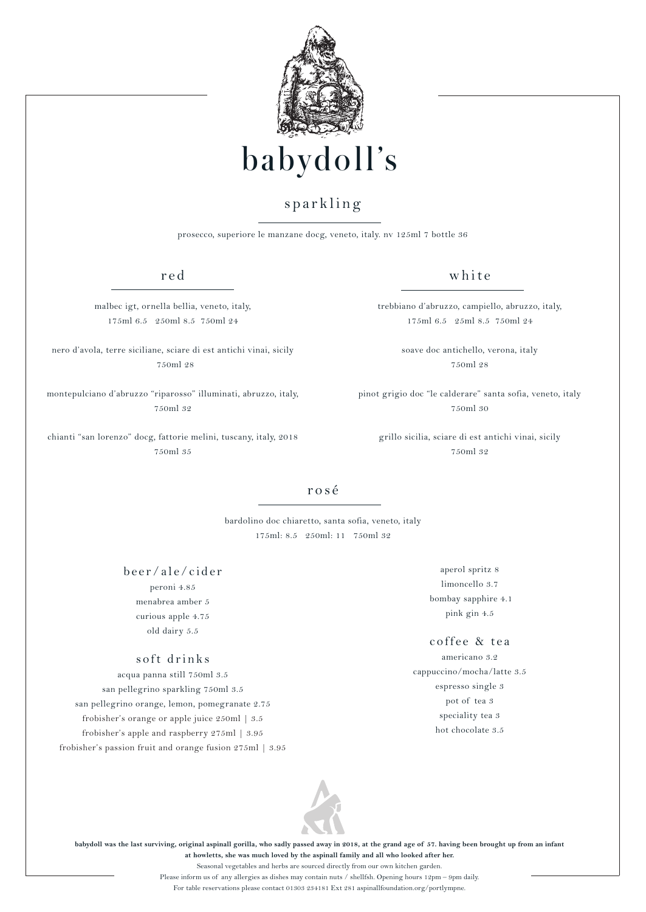# babydoll's

## sparkling

prosecco, superiore le manzane docg, veneto, italy. nv 125ml 7 bottle 36

## red

malbec igt, ornella bellia, veneto, italy,
175ml 6.5 250ml 8.5 750ml 24

nero d'avola, terre siciliane, sciare di est antichi vinai, sicily
750ml 28

montepulciano d'abruzzo "riparosso" illuminati, abruzzo, italy,
750ml 32

chianti "san lorenzo" docg, fattorie melini, tuscany, italy, 2018
750ml 35

## white

trebbiano d'abruzzo, campiello, abruzzo, italy,
175ml 6.5 25ml 8.5 750ml 24

soave doc antichello, verona, italy
750ml 28

pinot grigio doc "le calderare" santa sofia, veneto, italy
750ml 30

grillo sicilia, sciare di est antichi vinai, sicily
750ml 32

## rosé

bardolino doc chiaretto, santa sofia, veneto, italy
175ml: 8.5 250ml: 11 750ml 32

## beer/ale/cider

peroni 4.85
menabrea amber 5
curious apple 4.75
old dairy 5.5

## soft drinks

acqua panna still 750ml 3.5
san pellegrino sparkling 750ml 3.5
san pellegrino orange, lemon, pomegranate 2.75
frobisher's orange or apple juice 250ml | 3.5
frobisher's apple and raspberry 275ml | 3.95
frobisher's passion fruit and orange fusion 275ml | 3.95

aperol spritz 8
limoncello 3.7
bombay sapphire 4.1
pink gin 4.5

## coffee & tea

americano 3.2
cappuccino/mocha/latte 3.5
espresso single 3
pot of tea 3
speciality tea 3
hot chocolate 3.5

**babydoll was the last surviving, original aspinall gorilla, who sadly passed away in 2018, at the grand age of 57. having been brought up from an infant at howletts, she was much loved by the aspinall family and all who looked after her.**

Seasonal vegetables and herbs are sourced directly from our own kitchen garden.

Please inform us of any allergies as dishes may contain nuts / shellfsh. Opening hours 12pm – 9pm daily.

For table reservations please contact 01303 234181 Ext 281 aspinallfoundation.org/portlympne.